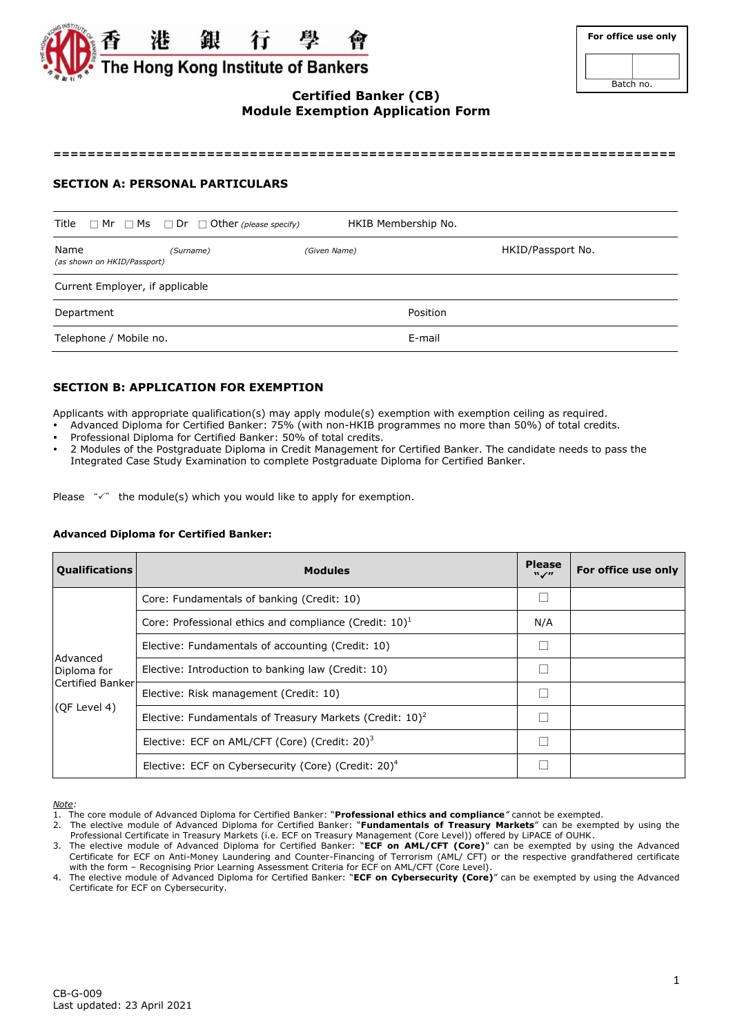香　港　銀　行　學　會
The Hong Kong Institute of Bankers

| For office use only |
|---|
| |
| Batch no. |

**Certified Banker (CB)**
**Module Exemption Application Form**

==================================================================

## SECTION A: PERSONAL PARTICULARS

| | | |
|---|---|---|
| Title ☐ Mr ☐ Ms ☐ Dr ☐ Other *(please specify)* | HKIB Membership No. | |
| Name *(as shown on HKID/Passport)* *(Surname)* | *(Given Name)* | HKID/Passport No. |
| Current Employer, if applicable | | |
| Department | Position | |
| Telephone / Mobile no. | E-mail | |

## SECTION B: APPLICATION FOR EXEMPTION

Applicants with appropriate qualification(s) may apply module(s) exemption with exemption ceiling as required.

- Advanced Diploma for Certified Banker: 75% (with non-HKIB programmes no more than 50%) of total credits.
- Professional Diploma for Certified Banker: 50% of total credits.
- 2 Modules of the Postgraduate Diploma in Credit Management for Certified Banker. The candidate needs to pass the Integrated Case Study Examination to complete Postgraduate Diploma for Certified Banker.

Please "✓" the module(s) which you would like to apply for exemption.

**Advanced Diploma for Certified Banker:**

| Qualifications | Modules | Please "✓" | For office use only |
|---|---|---|---|
| Advanced Diploma for Certified Banker (QF Level 4) | Core: Fundamentals of banking (Credit: 10) | ☐ | |
| | Core: Professional ethics and compliance (Credit: 10)[1] | N/A | |
| | Elective: Fundamentals of accounting (Credit: 10) | ☐ | |
| | Elective: Introduction to banking law (Credit: 10) | ☐ | |
| | Elective: Risk management (Credit: 10) | ☐ | |
| | Elective: Fundamentals of Treasury Markets (Credit: 10)[2] | ☐ | |
| | Elective: ECF on AML/CFT (Core) (Credit: 20)[3] | ☐ | |
| | Elective: ECF on Cybersecurity (Core) (Credit: 20)[4] | ☐ | |

*Note:*

1. The core module of Advanced Diploma for Certified Banker: "**Professional ethics and compliance**" cannot be exempted.
2. The elective module of Advanced Diploma for Certified Banker: "**Fundamentals of Treasury Markets**" can be exempted by using the Professional Certificate in Treasury Markets (i.e. ECF on Treasury Management (Core Level)) offered by LiPACE of OUHK.
3. The elective module of Advanced Diploma for Certified Banker: "**ECF on AML/CFT (Core)**" can be exempted by using the Advanced Certificate for ECF on Anti-Money Laundering and Counter-Financing of Terrorism (AML/ CFT) or the respective grandfathered certificate with the form – Recognising Prior Learning Assessment Criteria for ECF on AML/CFT (Core Level).
4. The elective module of Advanced Diploma for Certified Banker: "**ECF on Cybersecurity (Core)**" can be exempted by using the Advanced Certificate for ECF on Cybersecurity.

CB-G-009
Last updated: 23 April 2021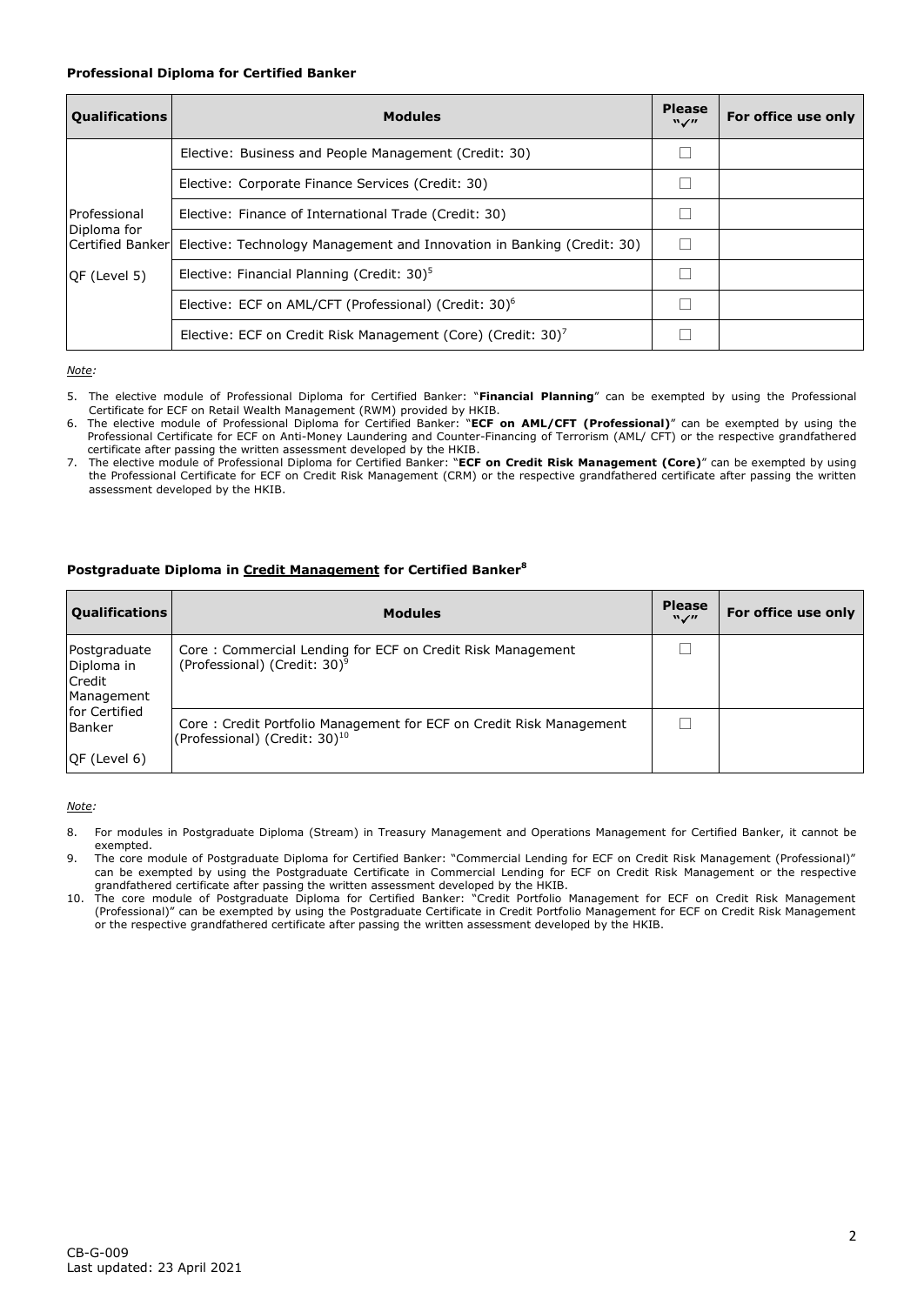**Professional Diploma for Certified Banker**

| Qualifications | Modules | Please "✓" | For office use only |
|---|---|---|---|
| Professional Diploma for Certified Banker<br><br>QF (Level 5) | Elective: Business and People Management (Credit: 30) | ☐ | |
| | Elective: Corporate Finance Services (Credit: 30) | ☐ | |
| | Elective: Finance of International Trade (Credit: 30) | ☐ | |
| | Elective: Technology Management and Innovation in Banking (Credit: 30) | ☐ | |
| | Elective: Financial Planning (Credit: 30)[5] | ☐ | |
| | Elective: ECF on AML/CFT (Professional) (Credit: 30)[6] | ☐ | |
| | Elective: ECF on Credit Risk Management (Core) (Credit: 30)[7] | ☐ | |

*Note:*

5. The elective module of Professional Diploma for Certified Banker: "**Financial Planning**" can be exempted by using the Professional Certificate for ECF on Retail Wealth Management (RWM) provided by HKIB.
6. The elective module of Professional Diploma for Certified Banker: "**ECF on AML/CFT (Professional)**" can be exempted by using the Professional Certificate for ECF on Anti-Money Laundering and Counter-Financing of Terrorism (AML/ CFT) or the respective grandfathered certificate after passing the written assessment developed by the HKIB.
7. The elective module of Professional Diploma for Certified Banker: "**ECF on Credit Risk Management (Core)**" can be exempted by using the Professional Certificate for ECF on Credit Risk Management (CRM) or the respective grandfathered certificate after passing the written assessment developed by the HKIB.

**Postgraduate Diploma in <u>Credit Management</u> for Certified Banker[8]**

| Qualifications | Modules | Please "✓" | For office use only |
|---|---|---|---|
| Postgraduate Diploma in Credit Management for Certified Banker<br><br>QF (Level 6) | Core : Commercial Lending for ECF on Credit Risk Management (Professional) (Credit: 30)[9] | ☐ | |
| | Core : Credit Portfolio Management for ECF on Credit Risk Management (Professional) (Credit: 30)[10] | ☐ | |

*Note:*

8. For modules in Postgraduate Diploma (Stream) in Treasury Management and Operations Management for Certified Banker, it cannot be exempted.
9. The core module of Postgraduate Diploma for Certified Banker: "Commercial Lending for ECF on Credit Risk Management (Professional)" can be exempted by using the Postgraduate Certificate in Commercial Lending for ECF on Credit Risk Management or the respective grandfathered certificate after passing the written assessment developed by the HKIB.
10. The core module of Postgraduate Diploma for Certified Banker: "Credit Portfolio Management for ECF on Credit Risk Management (Professional)" can be exempted by using the Postgraduate Certificate in Credit Portfolio Management for ECF on Credit Risk Management or the respective grandfathered certificate after passing the written assessment developed by the HKIB.

CB-G-009
Last updated: 23 April 2021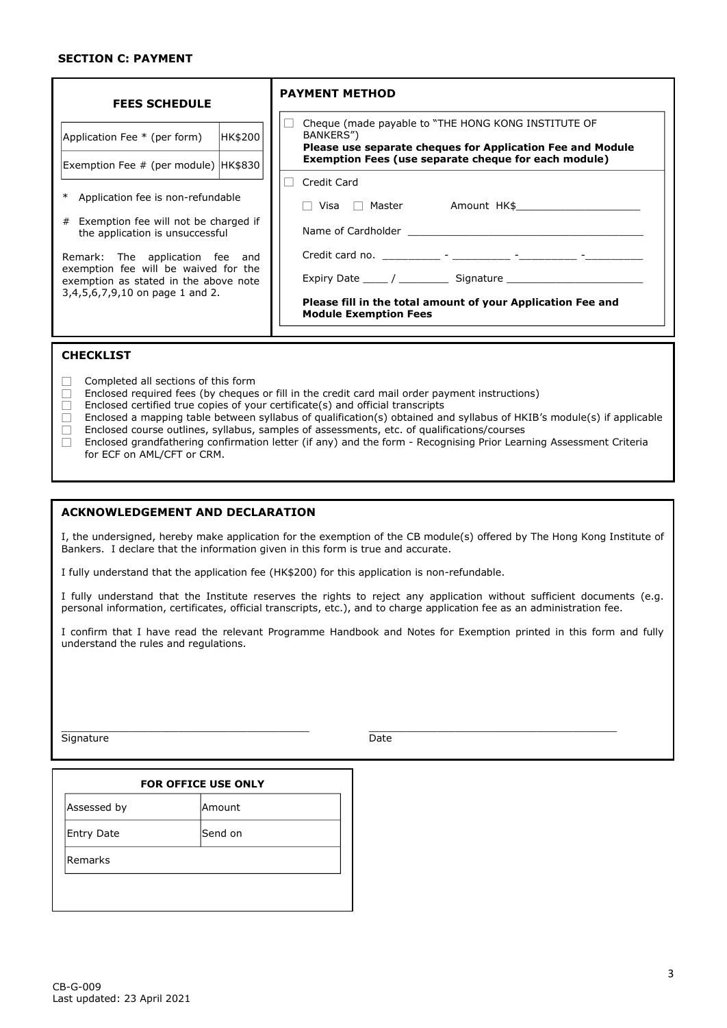### SECTION C: PAYMENT

**FEES SCHEDULE**

| Application Fee * (per form) | HK$200 |
|---|---|
| Exemption Fee # (per module) | HK$830 |

\* Application fee is non-refundable

\# Exemption fee will not be charged if the application is unsuccessful

Remark: The application fee and exemption fee will be waived for the exemption as stated in the above note 3,4,5,6,7,9,10 on page 1 and 2.

**PAYMENT METHOD**

☐ Cheque (made payable to "THE HONG KONG INSTITUTE OF BANKERS")
**Please use separate cheques for Application Fee and Module Exemption Fees (use separate cheque for each module)**

☐ Credit Card

☐ Visa ☐ Master Amount HK$____________________

Name of Cardholder ______________________________________

Credit card no. _________ - _________ -_________ -_________

Expiry Date ____ / ________ Signature ______________________

**Please fill in the total amount of your Application Fee and Module Exemption Fees**

### CHECKLIST

- ☐ Completed all sections of this form
- ☐ Enclosed required fees (by cheques or fill in the credit card mail order payment instructions)
- ☐ Enclosed certified true copies of your certificate(s) and official transcripts
- ☐ Enclosed a mapping table between syllabus of qualification(s) obtained and syllabus of HKIB's module(s) if applicable
- ☐ Enclosed course outlines, syllabus, samples of assessments, etc. of qualifications/courses
- ☐ Enclosed grandfathering confirmation letter (if any) and the form - Recognising Prior Learning Assessment Criteria for ECF on AML/CFT or CRM.

### ACKNOWLEDGEMENT AND DECLARATION

I, the undersigned, hereby make application for the exemption of the CB module(s) offered by The Hong Kong Institute of Bankers. I declare that the information given in this form is true and accurate.

I fully understand that the application fee (HK$200) for this application is non-refundable.

I fully understand that the Institute reserves the rights to reject any application without sufficient documents (e.g. personal information, certificates, official transcripts, etc.), and to charge application fee as an administration fee.

I confirm that I have read the relevant Programme Handbook and Notes for Exemption printed in this form and fully understand the rules and regulations.

________________________________________ ________________________________________
Signature Date

**FOR OFFICE USE ONLY**

| Assessed by | Amount |
|---|---|
| Entry Date | Send on |
| Remarks | |

CB-G-009
Last updated: 23 April 2021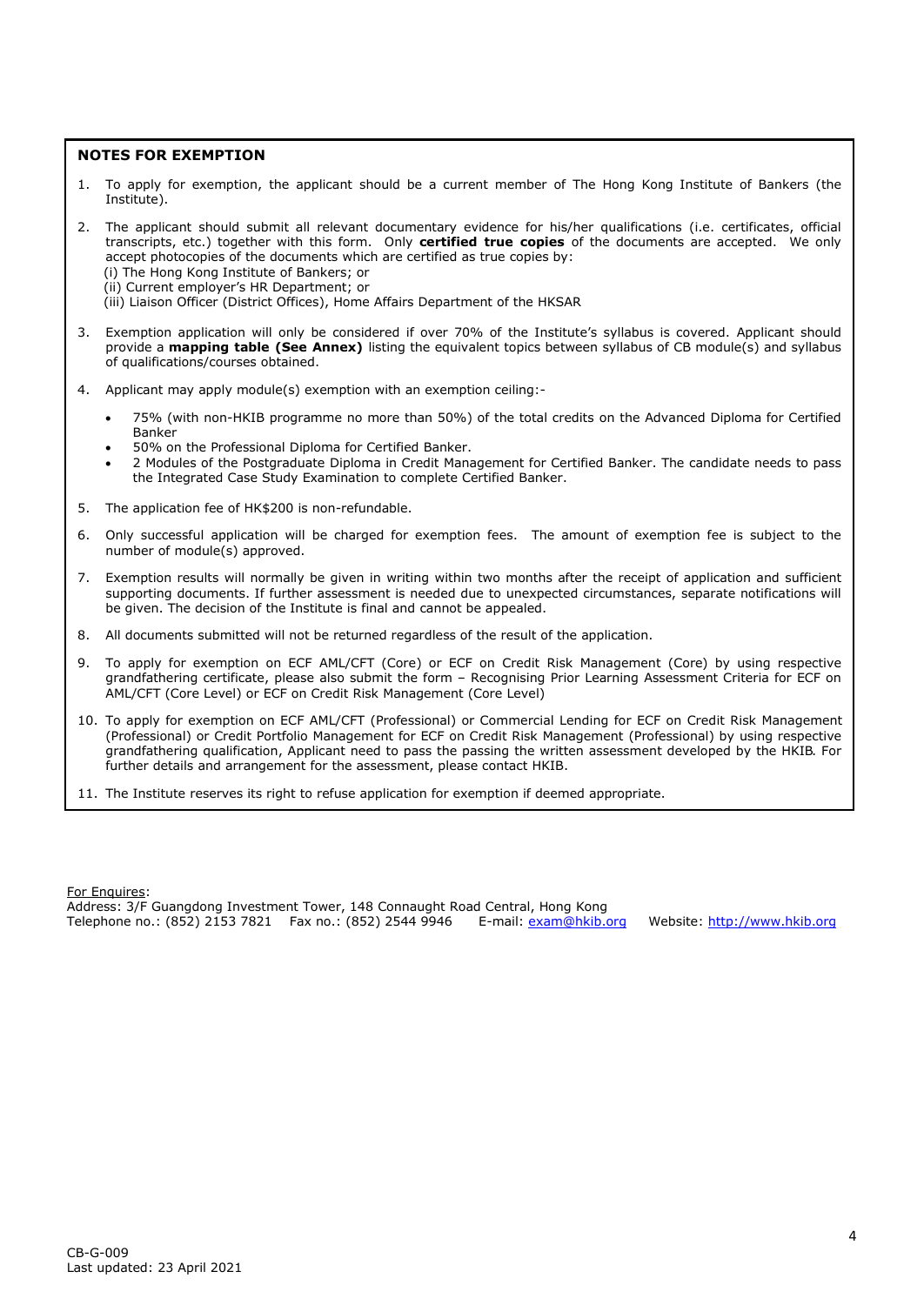## NOTES FOR EXEMPTION

1. To apply for exemption, the applicant should be a current member of The Hong Kong Institute of Bankers (the Institute).

2. The applicant should submit all relevant documentary evidence for his/her qualifications (i.e. certificates, official transcripts, etc.) together with this form. Only **certified true copies** of the documents are accepted. We only accept photocopies of the documents which are certified as true copies by:
   (i) The Hong Kong Institute of Bankers; or
   (ii) Current employer's HR Department; or
   (iii) Liaison Officer (District Offices), Home Affairs Department of the HKSAR

3. Exemption application will only be considered if over 70% of the Institute's syllabus is covered. Applicant should provide a **mapping table (See Annex)** listing the equivalent topics between syllabus of CB module(s) and syllabus of qualifications/courses obtained.

4. Applicant may apply module(s) exemption with an exemption ceiling:-
   - 75% (with non-HKIB programme no more than 50%) of the total credits on the Advanced Diploma for Certified Banker
   - 50% on the Professional Diploma for Certified Banker.
   - 2 Modules of the Postgraduate Diploma in Credit Management for Certified Banker. The candidate needs to pass the Integrated Case Study Examination to complete Certified Banker.

5. The application fee of HK$200 is non-refundable.

6. Only successful application will be charged for exemption fees. The amount of exemption fee is subject to the number of module(s) approved.

7. Exemption results will normally be given in writing within two months after the receipt of application and sufficient supporting documents. If further assessment is needed due to unexpected circumstances, separate notifications will be given. The decision of the Institute is final and cannot be appealed.

8. All documents submitted will not be returned regardless of the result of the application.

9. To apply for exemption on ECF AML/CFT (Core) or ECF on Credit Risk Management (Core) by using respective grandfathering certificate, please also submit the form – Recognising Prior Learning Assessment Criteria for ECF on AML/CFT (Core Level) or ECF on Credit Risk Management (Core Level)

10. To apply for exemption on ECF AML/CFT (Professional) or Commercial Lending for ECF on Credit Risk Management (Professional) or Credit Portfolio Management for ECF on Credit Risk Management (Professional) by using respective grandfathering qualification, Applicant need to pass the passing the written assessment developed by the HKIB. For further details and arrangement for the assessment, please contact HKIB.

11. The Institute reserves its right to refuse application for exemption if deemed appropriate.

For Enquires:
Address: 3/F Guangdong Investment Tower, 148 Connaught Road Central, Hong Kong
Telephone no.: (852) 2153 7821 Fax no.: (852) 2544 9946 E-mail: exam@hkib.org Website: http://www.hkib.org

CB-G-009
Last updated: 23 April 2021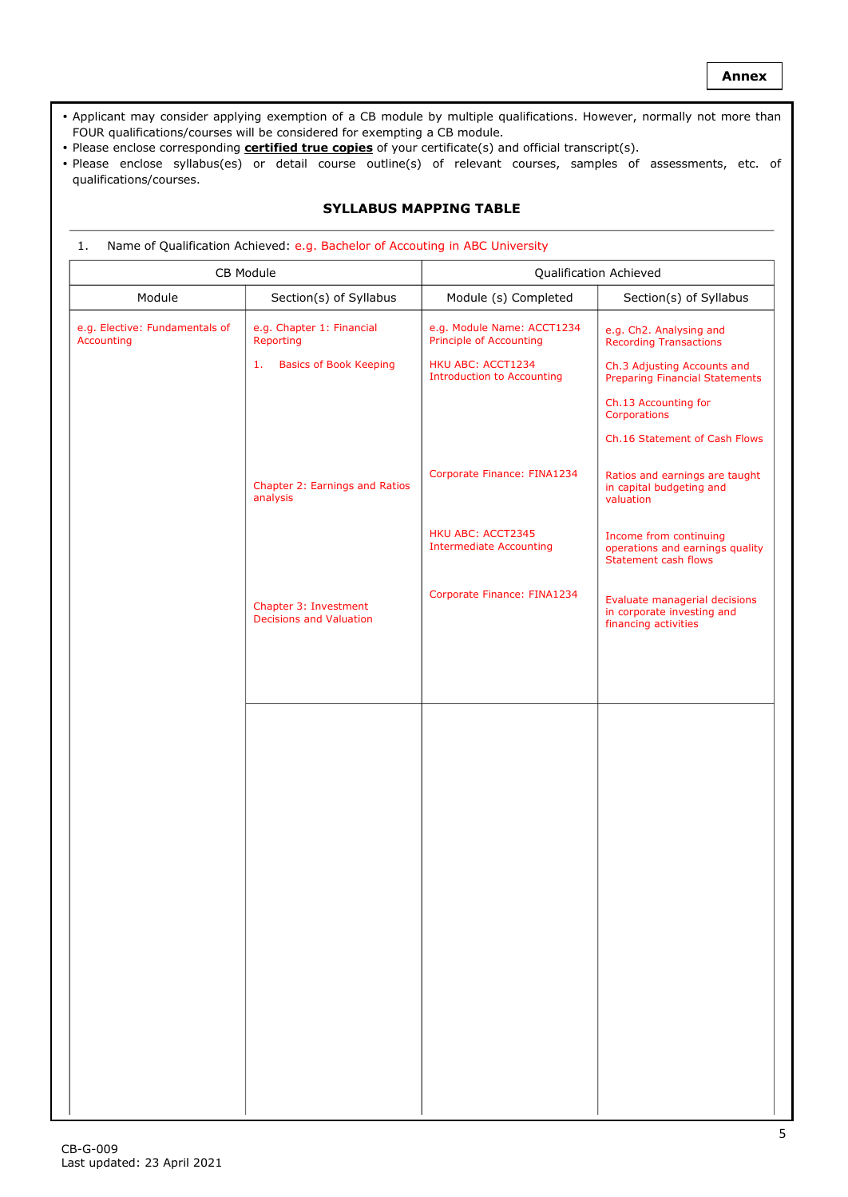**Annex**

- Applicant may consider applying exemption of a CB module by multiple qualifications. However, normally not more than FOUR qualifications/courses will be considered for exempting a CB module.
- Please enclose corresponding **certified true copies** of your certificate(s) and official transcript(s).
- Please enclose syllabus(es) or detail course outline(s) of relevant courses, samples of assessments, etc. of qualifications/courses.

## SYLLABUS MAPPING TABLE

1. Name of Qualification Achieved: e.g. Bachelor of Accouting in ABC University

| CB Module | | Qualification Achieved | |
|---|---|---|---|
| Module | Section(s) of Syllabus | Module (s) Completed | Section(s) of Syllabus |
| e.g. Elective: Fundamentals of Accounting | e.g. Chapter 1: Financial Reporting<br>1. Basics of Book Keeping | e.g. Module Name: ACCT1234 Principle of Accounting<br>HKU ABC: ACCT1234 Introduction to Accounting | e.g. Ch2. Analysing and Recording Transactions<br>Ch.3 Adjusting Accounts and Preparing Financial Statements<br>Ch.13 Accounting for Corporations<br>Ch.16 Statement of Cash Flows |
| | Chapter 2: Earnings and Ratios analysis | Corporate Finance: FINA1234<br>HKU ABC: ACCT2345 Intermediate Accounting | Ratios and earnings are taught in capital budgeting and valuation<br>Income from continuing operations and earnings quality Statement cash flows |
| | Chapter 3: Investment Decisions and Valuation | Corporate Finance: FINA1234 | Evaluate managerial decisions in corporate investing and financing activities |
| | | | |

CB-G-009
Last updated: 23 April 2021